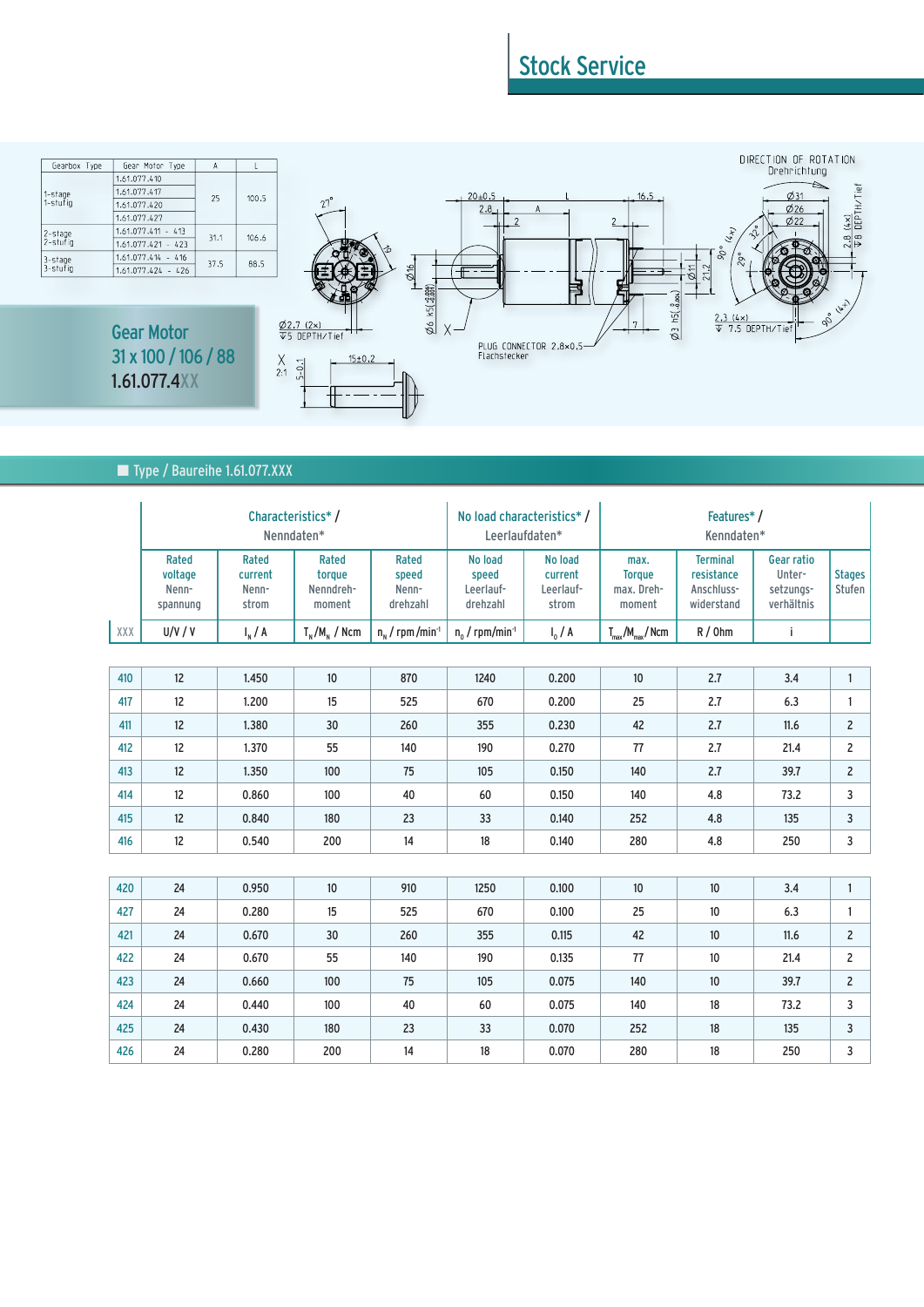## Stock Service

| Gearbox Type | Gear Motor Type | A | L |
|---|---|---|---|
| 1-stage / 1-stufig | 1.61.077.410 | 25 | 100.5 |
| | 1.61.077.417 | | |
| | 1.61.077.420 | | |
| | 1.61.077.427 | | |
| 2-stage / 2-stufig | 1.61.077.411 - 413 | 31.1 | 106.6 |
| | 1.61.077.421 - 423 | | |
| 3-stage / 3-stufig | 1.61.077.414 - 416 | 37.5 | 88.5 |
| | 1.61.077.424 - 426 | | |

DIRECTION OF ROTATION
Drehrichtung

PLUG CONNECTOR 2.8×0.5
Flachstecker

# Gear Motor
## 31 x 100 / 106 / 88
**1.61.077.4XX**

### Type / Baureihe 1.61.077.XXX

| | Characteristics* / Nenndaten* | | | | No load characteristics* / Leerlaufdaten* | | Features* / Kenndaten* | | | |
|---|---|---|---|---|---|---|---|---|---|---|
| | Rated voltage Nenn-spannung | Rated current Nenn-strom | Rated torque Nenndreh-moment | Rated speed Nenn-drehzahl | No load speed Leerlauf-drehzahl | No load current Leerlauf-strom | max. Torque max. Dreh-moment | Terminal resistance Anschluss-widerstand | Gear ratio Unter-setzungs-verhältnis | Stages Stufen |
| XXX | U/V / V | $I_N$ / A | $T_N/M_N$ / Ncm | $n_N$ / rpm/min$^{-1}$ | $n_0$ / rpm/min$^{-1}$ | $I_0$ / A | $T_{max}/M_{max}$ / Ncm | R / Ohm | i | |
| 410 | 12 | 1.450 | 10 | 870 | 1240 | 0.200 | 10 | 2.7 | 3.4 | 1 |
| 417 | 12 | 1.200 | 15 | 525 | 670 | 0.200 | 25 | 2.7 | 6.3 | 1 |
| 411 | 12 | 1.380 | 30 | 260 | 355 | 0.230 | 42 | 2.7 | 11.6 | 2 |
| 412 | 12 | 1.370 | 55 | 140 | 190 | 0.270 | 77 | 2.7 | 21.4 | 2 |
| 413 | 12 | 1.350 | 100 | 75 | 105 | 0.150 | 140 | 2.7 | 39.7 | 2 |
| 414 | 12 | 0.860 | 100 | 40 | 60 | 0.150 | 140 | 4.8 | 73.2 | 3 |
| 415 | 12 | 0.840 | 180 | 23 | 33 | 0.140 | 252 | 4.8 | 135 | 3 |
| 416 | 12 | 0.540 | 200 | 14 | 18 | 0.140 | 280 | 4.8 | 250 | 3 |
| 420 | 24 | 0.950 | 10 | 910 | 1250 | 0.100 | 10 | 10 | 3.4 | 1 |
| 427 | 24 | 0.280 | 15 | 525 | 670 | 0.100 | 25 | 10 | 6.3 | 1 |
| 421 | 24 | 0.670 | 30 | 260 | 355 | 0.115 | 42 | 10 | 11.6 | 2 |
| 422 | 24 | 0.670 | 55 | 140 | 190 | 0.135 | 77 | 10 | 21.4 | 2 |
| 423 | 24 | 0.660 | 100 | 75 | 105 | 0.075 | 140 | 10 | 39.7 | 2 |
| 424 | 24 | 0.440 | 100 | 40 | 60 | 0.075 | 140 | 18 | 73.2 | 3 |
| 425 | 24 | 0.430 | 180 | 23 | 33 | 0.070 | 252 | 18 | 135 | 3 |
| 426 | 24 | 0.280 | 200 | 14 | 18 | 0.070 | 280 | 18 | 250 | 3 |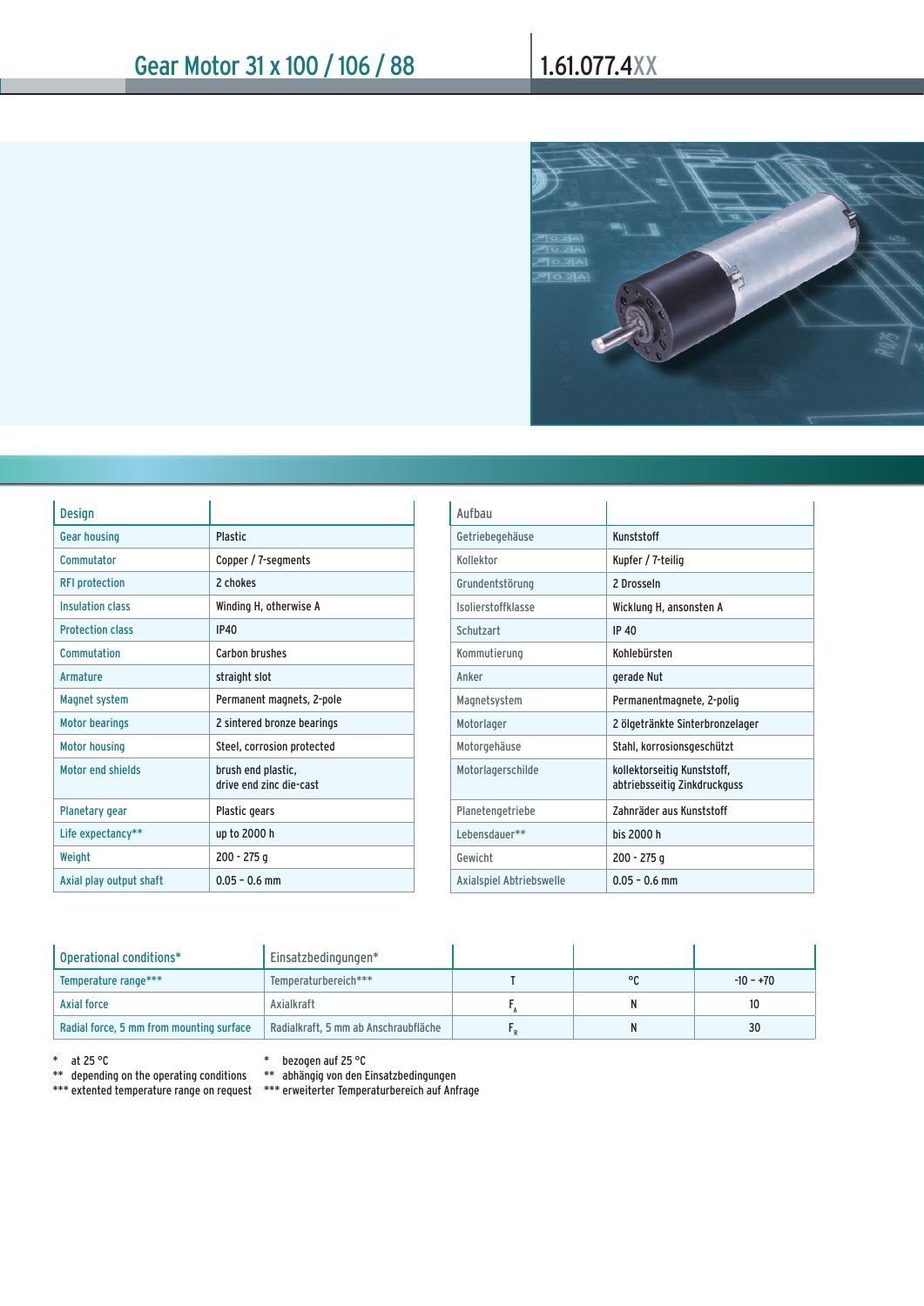# Gear Motor 31 x 100 / 106 / 88

1.61.077.4XX

| Design | |
|---|---|
| Gear housing | Plastic |
| Commutator | Copper / 7-segments |
| RFI protection | 2 chokes |
| Insulation class | Winding H, otherwise A |
| Protection class | IP40 |
| Commutation | Carbon brushes |
| Armature | straight slot |
| Magnet system | Permanent magnets, 2-pole |
| Motor bearings | 2 sintered bronze bearings |
| Motor housing | Steel, corrosion protected |
| Motor end shields | brush end plastic, drive end zinc die-cast |
| Planetary gear | Plastic gears |
| Life expectancy** | up to 2000 h |
| Weight | 200 - 275 g |
| Axial play output shaft | 0.05 – 0.6 mm |

| Aufbau | |
|---|---|
| Getriebegehäuse | Kunststoff |
| Kollektor | Kupfer / 7-teilig |
| Grundentstörung | 2 Drosseln |
| Isolierstoffklasse | Wicklung H, ansonsten A |
| Schutzart | IP 40 |
| Kommutierung | Kohlebürsten |
| Anker | gerade Nut |
| Magnetsystem | Permanentmagnete, 2-polig |
| Motorlager | 2 ölgetränkte Sinterbronzelager |
| Motorgehäuse | Stahl, korrosionsgeschützt |
| Motorlagerschilde | kollektorseitig Kunststoff, abtriebsseitig Zinkdruckguss |
| Planetengetriebe | Zahnräder aus Kunststoff |
| Lebensdauer** | bis 2000 h |
| Gewicht | 200 - 275 g |
| Axialspiel Abtriebswelle | 0.05 – 0.6 mm |

| Operational conditions* | Einsatzbedingungen* | | | |
|---|---|---|---|---|
| Temperature range*** | Temperaturbereich*** | T | °C | -10 – +70 |
| Axial force | Axialkraft | $F_A$ | N | 10 |
| Radial force, 5 mm from mounting surface | Radialkraft, 5 mm ab Anschraubfläche | $F_R$ | N | 30 |

\* at 25 °C
** depending on the operating conditions
*** extented temperature range on request

\* bezogen auf 25 °C
** abhängig von den Einsatzbedingungen
*** erweiterter Temperaturbereich auf Anfrage